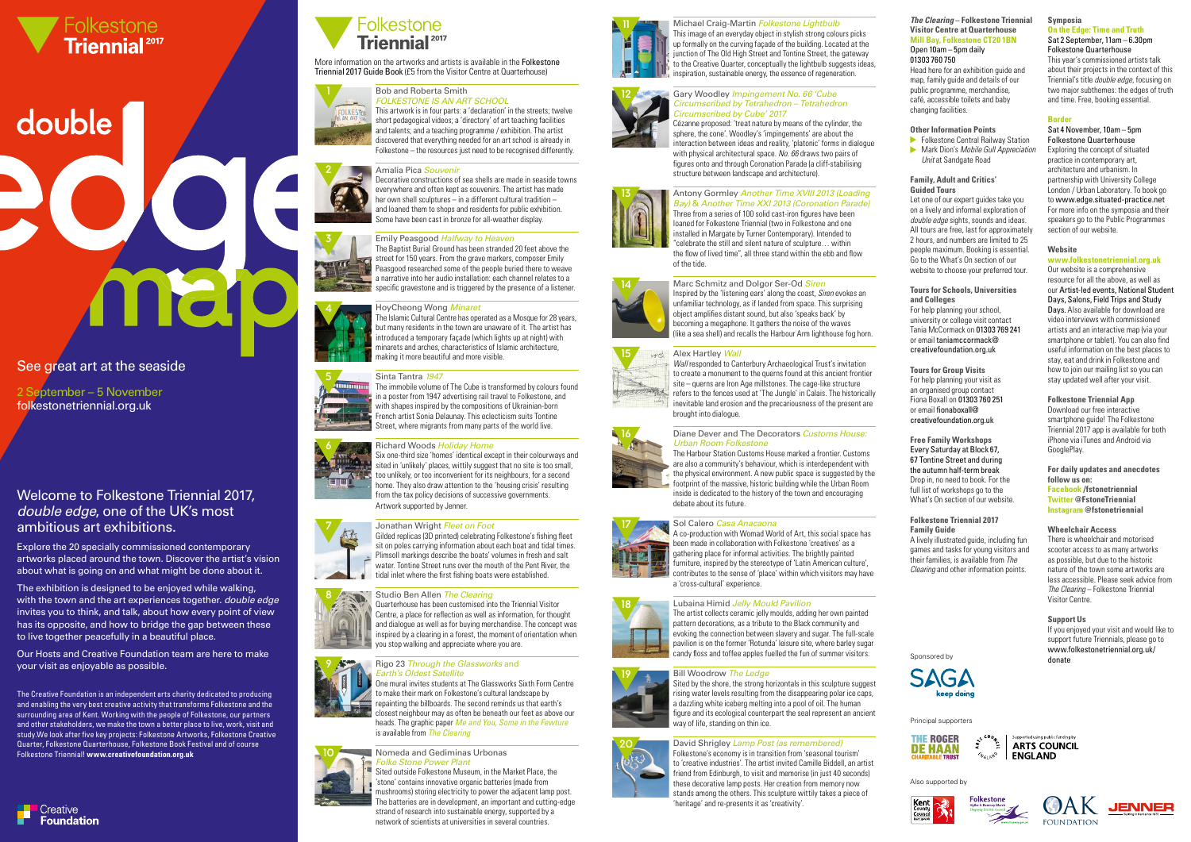# Folkestone Triennial 2017

# double edge map

See great art at the seaside

2 September – 5 November
folkestonetriennial.org.uk

## Welcome to Folkestone Triennial 2017, *double edge,* one of the UK's most ambitious art exhibitions.

Explore the 20 specially commissioned contemporary artworks placed around the town. Discover the artist's vision about what is going on and what might be done about it.

The exhibition is designed to be enjoyed while walking, with the town and the art experiences together. *double edge* invites you to think, and talk, about how every point of view has its opposite, and how to bridge the gap between these to live together peacefully in a beautiful place.

Our Hosts and Creative Foundation team are here to make your visit as enjoyable as possible.

The Creative Foundation is an independent arts charity dedicated to producing and enabling the very best creative activity that transforms Folkestone and the surrounding area of Kent. Working with the people of Folkestone, our partners and other stakeholders, we make the town a better place to live, work, visit and study.We look after five key projects: Folkestone Artworks, Folkestone Creative Quarter, Folkestone Quarterhouse, Folkestone Book Festival and of course Folkestone Triennial! **www.creativefoundation.org.uk**

Creative Foundation

# Folkestone Triennial 2017

More information on the artworks and artists is available in the Folkestone Triennial 2017 Guide Book (£5 from the Visitor Centre at Quarterhouse)

**1** Bob and Roberta Smith *FOLKESTONE IS AN ART SCHOOL*
This artwork is in four parts: a 'declaration' in the streets; twelve short pedagogical videos; a 'directory' of art teaching facilities and talents; and a teaching programme / exhibition. The artist discovered that everything needed for an art school is already in Folkestone – the resources just need to be recognised differently.

**2** Amalia Pica *Souvenir*
Decorative constructions of sea shells are made in seaside towns everywhere and often kept as souvenirs. The artist has made her own shell sculptures – in a different cultural tradition – and loaned them to shops and residents for public exhibition. Some have been cast in bronze for all-weather display.

**3** Emily Peasgood *Halfway to Heaven*
The Baptist Burial Ground has been stranded 20 feet above the street for 150 years. From the grave markers, composer Emily Peasgood researched some of the people buried there to weave a narrative into her audio installation: each channel relates to a specific gravestone and is triggered by the presence of a listener.

**4** HoyCheong Wong *Minaret*
The Islamic Cultural Centre has operated as a Mosque for 28 years, but many residents in the town are unaware of it. The artist has introduced a temporary façade (which lights up at night) with minarets and arches, characteristics of Islamic architecture, making it more beautiful and more visible.

**5** Sinta Tantra *1947*
The immobile volume of The Cube is transformed by colours found in a poster from 1947 advertising rail travel to Folkestone, and with shapes inspired by the compositions of Ukrainian-born French artist Sonia Delaunay. This eclecticism suits Tontine Street, where migrants from many parts of the world live.

**6** Richard Woods *Holiday Home*
Six one-third size 'homes' identical except in their colourways and sited in 'unlikely' places, wittily suggest that no site is too small, too unlikely, or too inconvenient for its neighbours, for a second home. They also draw attention to the 'housing crisis' resulting from the tax policy decisions of successive governments.
Artwork supported by Jenner.

**7** Jonathan Wright *Fleet on Foot*
Gilded replicas (3D printed) celebrating Folkestone's fishing fleet sit on poles carrying information about each boat and tidal times. Plimsoll markings describe the boats' volumes in fresh and salt water. Tontine Street runs over the mouth of the Pent River, the tidal inlet where the first fishing boats were established.

**8** Studio Ben Allen *The Clearing*
Quarterhouse has been customised into the Triennial Visitor Centre, a place for reflection as well as information, for thought and dialogue as well as for buying merchandise. The concept was inspired by a clearing in a forest, the moment of orientation when you stop walking and appreciate where you are.

**9** Rigo 23 *Through the Glassworks* and *Earth's Oldest Satellite*
One mural invites students at The Glassworks Sixth Form Centre to make their mark on Folkestone's cultural landscape by repainting the billboards. The second reminds us that earth's closest neighbour may as often be beneath our feet as above our heads. The graphic paper *Me and You, Some in the Fewture* is available from *The Clearing*

**10** Nomeda and Gediminas Urbonas *Folke Stone Power Plant*
Sited outside Folkestone Museum, in the Market Place, the 'stone' contains innovative organic batteries (made from mushrooms) storing electricity to power the adjacent lamp post. The batteries are in development, an important and cutting-edge strand of research into sustainable energy, supported by a network of scientists at universities in several countries.

**11** Michael Craig-Martin *Folkestone Lightbulb*
This image of an everyday object in stylish strong colours picks up formally on the curving façade of the building. Located at the junction of The Old High Street and Tontine Street, the gateway to the Creative Quarter, conceptually the lightbulb suggests ideas, inspiration, sustainable energy, the essence of regeneration.

**12** Gary Woodley *Impingement No. 66 'Cube Circumscribed by Tetrahedron – Tetrahedron Circumscribed by Cube' 2017*
Cézanne proposed: 'treat nature by means of the cylinder, the sphere, the cone'. Woodley's 'impingements' are about the interaction between ideas and reality, 'platonic' forms in dialogue with physical architectural space. *No. 66* draws two pairs of figures onto and through Coronation Parade (a cliff-stabilising structure between landscape and architecture).

**13** Antony Gormley *Another Time XVIII 2013 (Loading Bay)* & *Another Time XXI 2013 (Coronation Parade)*
Three from a series of 100 solid cast-iron figures have been loaned for Folkestone Triennial (two in Folkestone and one installed in Margate by Turner Contemporary). Intended to "celebrate the still and silent nature of sculpture… within the flow of lived time", all three stand within the ebb and flow of the tide.

**14** Marc Schmitz and Dolgor Ser-Od *Siren*
Inspired by the 'listening ears' along the coast, *Siren* evokes an unfamiliar technology, as if landed from space. This surprising object amplifies distant sound, but also 'speaks back' by becoming a megaphone. It gathers the noise of the waves (like a sea shell) and recalls the Harbour Arm lighthouse fog horn.

**15** Alex Hartley *Wall*
*Wall* responded to Canterbury Archaeological Trust's invitation to create a monument to the querns found at this ancient frontier site – querns are Iron Age millstones. The cage-like structure refers to the fences used at 'The Jungle' in Calais. The historically inevitable land erosion and the precariousness of the present are brought into dialogue.

**16** Diane Dever and The Decorators *Customs House: Urban Room Folkestone*
The Harbour Station Customs House marked a frontier. Customs are also a community's behaviour, which is interdependent with the physical environment. A new public space is suggested by the footprint of the massive, historic building while the Urban Room inside is dedicated to the history of the town and encouraging debate about its future.

**17** Sol Calero *Casa Anacaona*
A co-production with Womad World of Art, this social space has been made in collaboration with Folkestone 'creatives' as a gathering place for informal activities. The brightly painted furniture, inspired by the stereotype of 'Latin American culture', contributes to the sense of 'place' within which visitors may have a 'cross-cultural' experience.

**18** Lubaina Himid *Jelly Mould Pavilion*
The artist collects ceramic jelly moulds, adding her own painted pattern decorations, as a tribute to the Black community and evoking the connection between slavery and sugar. The full-scale pavilion is on the former 'Rotunda' leisure site, where barley sugar candy floss and toffee apples fuelled the fun of summer visitors.

**19** Bill Woodrow *The Ledge*
Sited by the shore, the strong horizontals in this sculpture suggest rising water levels resulting from the disappearing polar ice caps, a dazzling white iceberg melting into a pool of oil. The human figure and its ecological counterpart the seal represent an ancient way of life, standing on thin ice.

**20** David Shrigley *Lamp Post (as remembered)*
Folkestone's economy is in transition from 'seasonal tourism' to 'creative industries'. The artist invited Camille Biddell, an artist friend from Edinburgh, to visit and memorise (in just 40 seconds) these decorative lamp posts. Her creation from memory now stands among the others. This sculpture wittily takes a piece of 'heritage' and re-presents it as 'creativity'.

**The Clearing – Folkestone Triennial Visitor Centre at Quarterhouse**
**Mill Bay, Folkestone CT20 1BN**
Open 10am – 5pm daily
01303 760 750
Head here for an exhibition guide and map, family guide and details of our public programme, merchandise, café, accessible toilets and baby changing facilities.

**Other Information Points**
- Folkestone Central Railway Station
- Mark Dion's *Mobile Gull Appreciation Unit* at Sandgate Road

**Family, Adult and Critics' Guided Tours**
Let one of our expert guides take you on a lively and informal exploration of *double edge* sights, sounds and ideas. All tours are free, last for approximately 2 hours, and numbers are limited to 25 people maximum. Booking is essential. Go to the What's On section of our website to choose your preferred tour.

**Tours for Schools, Universities and Colleges**
For help planning your school, university or college visit contact Tania McCormack on 01303 769 241 or email taniamccormack@creativefoundation.org.uk

**Tours for Group Visits**
For help planning your visit as an organised group contact Fiona Boxall on 01303 760 251 or email fionaboxall@creativefoundation.org.uk

**Free Family Workshops**
Every Saturday at Block 67, 67 Tontine Street and during the autumn half-term break
Drop in, no need to book. For the full list of workshops go to the What's On section of our website.

**Folkestone Triennial 2017 Family Guide**
A lively illustrated guide, including fun games and tasks for young visitors and their families, is available from *The Clearing* and other information points.

**Symposia**
**On the Edge: Time and Truth**
Sat 2 September, 11am – 6.30pm
Folkestone Quarterhouse
This year's commissioned artists talk about their projects in the context of this Triennial's title *double edge*, focusing on two major subthemes: the edges of truth and time. Free, booking essential.

**Border**
Sat 4 November, 10am – 5pm
Folkestone Quarterhouse
Exploring the concept of situated practice in contemporary art, architecture and urbanism. In partnership with University College London / Urban Laboratory. To book go to www.edge.situated-practice.net
For more info on the symposia and their speakers go to the Public Programmes section of our website.

**Website**
**www.folkestonetriennial.org.uk**
Our website is a comprehensive resource for all the above, as well as our Artist-led events, National Student Days, Salons, Field Trips and Study Days. Also available for download are video interviews with commissioned artists and an interactive map (via your smartphone or tablet). You can also find useful information on the best places to stay, eat and drink in Folkestone and how to join our mailing list so you can stay updated well after your visit.

**Folkestone Triennial App**
Download our free interactive smartphone guide! The Folkestone Triennial 2017 app is available for both iPhone via iTunes and Android via GooglePlay.

**For daily updates and anecdotes follow us on:**
**Facebook** /fstonetriennial
**Twitter** @FstoneTriennial
**Instagram** @fstonetriennial

**Wheelchair Access**
There is wheelchair and motorised scooter access to as many artworks as possible, but due to the historic nature of the town some artworks are less accessible. Please seek advice from *The Clearing* – Folkestone Triennial Visitor Centre.

**Support Us**
If you enjoyed your visit and would like to support future Triennials, please go to www.folkestonetriennial.org.uk/donate

Sponsored by
SAGA keep doing

Principal supporters
The Roger De Haan Charitable Trust
Supported using public funding by Arts Council England

Also supported by
Kent County Council
Folkestone Hythe & Romney Marsh District Council
Oak Foundation
Jenner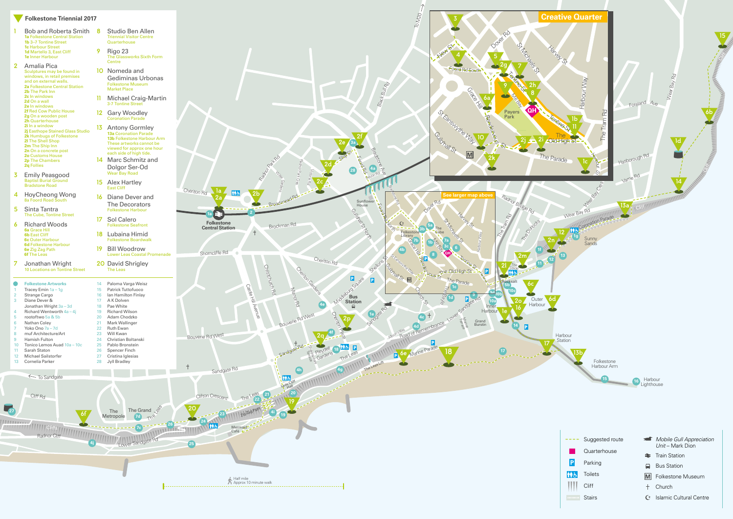# Folkestone Triennial 2017

1. **Bob and Roberta Smith**
   - 1a Folkestone Central Station
   - 1b 3–7 Tontine Street
   - 1c Harbour Street
   - 1d Martello 3, East Cliff
   - 1e Inner Harbour
2. **Amalia Pica**
   Sculptures may be found in windows, in retail premises and on external walls.
   - 2a Folkestone Central Station
   - 2b The Park Inn
   - 2c In windows
   - 2d On a wall
   - 2e In windows
   - 2f Red Cow Public House
   - 2g On a wooden post
   - 2h Quarterhouse
   - 2i In a window
   - 2j Easthope Stained Glass Studio
   - 2k Humbugs of Folkestone
   - 2l The Shell Shop
   - 2m The Ship Inn
   - 2n On a concrete post
   - 2o Customs House
   - 2p The Chambers
   - 2q Follies
3. **Emily Peasgood**
   Baptist Burial Ground Bradstone Road
4. **HoyCheong Wong**
   8a Foord Road South
5. **Sinta Tantra**
   The Cube, Tontine Street
6. **Richard Woods**
   - 6a Grace Hill
   - 6b East Cliff
   - 6c Outer Harbour
   - 6d Folkestone Harbour
   - 6e Zig Zag Path
   - 6f The Leas
7. **Jonathan Wright**
   10 Locations on Tontine Street
8. **Studio Ben Allen**
   Triennial Visitor Centre Quarterhouse
9. **Rigo 23**
   The Glassworks Sixth Form Centre
10. **Nomeda and Gediminas Urbonas**
    Folkestone Museum Market Place
11. **Michael Craig-Martin**
    3-7 Tontine Street
12. **Gary Woodley**
    Coronation Parade
13. **Antony Gormley**
    - 13a Coronation Parade
    - 13b Folkestone Harbour Arm
    These artworks cannot be viewed for approx one hour each side of high tide.
14. **Marc Schmitz and Dolgor Ser-Od**
    Wear Bay Road
15. **Alex Hartley**
    East Cliff
16. **Diane Dever and The Decorators**
    Folkestone Harbour
17. **Sol Calero**
    Folkestone Seafront
18. **Lubaina Himid**
    Folkestone Boardwalk
19. **Bill Woodrow**
    Lower Leas Coastal Promenade
20. **David Shrigley**
    The Leas

## Folkestone Artworks

1. Tracey Emin 1a – 1g
2. Strange Cargo
3. Diane Dever & Jonathan Wright 3a – 3d
4. Richard Wentworth 4a – 4j
5. rootoftwo 5a & 5b
6. Nathan Coley
7. Yoko Ono 7a – 7d
8. muf Architecture/Art
9. Hamish Fulton
10. Tonico Lemos Auad 10a – 10c
11. Sarah Staton
12. Michael Sailstorfer
13. Cornelia Parker
14. Paloma Varga Weisz
15. Patrick Tuttofuoco
16. Ian Hamilton Finlay
17. A K Dolven
18. Pae White
19. Richard Wilson
20. Adam Chodzko
21. Mark Wallinger
22. Ruth Ewan
23. Will Kwan
24. Christian Boltanski
25. Pablo Bronstein
26. Spencer Finch
27. Cristina Iglesias
28. Jyll Bradley

Creative Quarter

See larger map above

Folkestone Central Station

Bus Station

Harbour Station

Folkestone Harbour Arm

Harbour Lighthouse

Half mile
Approx 10 minute walk

## Key

- Suggested route
- Quarterhouse
- Parking
- Toilets
- Cliff
- Stairs
- *Mobile Gull Appreciation Unit* – Mark Dion
- Train Station
- Bus Station
- Folkestone Museum
- Church
- Islamic Cultural Centre